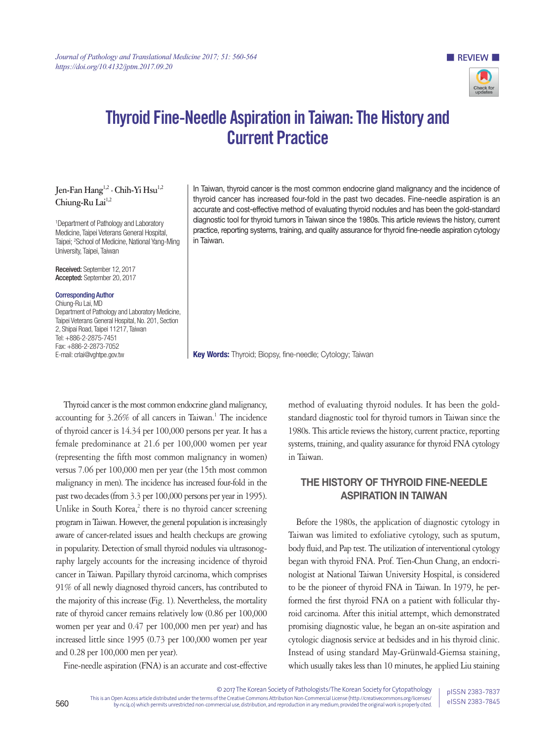REVIEW

# Thyroid Fine-Needle Aspiration in Taiwan: The History and Current Practice

Jen-Fan Hang[1,2] · Chih-Yi Hsu[1,2]
Chiung-Ru Lai[1,2]

[1]Department of Pathology and Laboratory Medicine, Taipei Veterans General Hospital, Taipei; [2]School of Medicine, National Yang-Ming University, Taipei, Taiwan

**Received:** September 12, 2017
**Accepted:** September 20, 2017

**Corresponding Author**
Chiung-Ru Lai, MD
Department of Pathology and Laboratory Medicine, Taipei Veterans General Hospital, No. 201, Section 2, Shipai Road, Taipei 11217, Taiwan
Tel: +886-2-2875-7451
Fax: +886-2-2873-7052
E-mail: crlai@vghtpe.gov.tw

In Taiwan, thyroid cancer is the most common endocrine gland malignancy and the incidence of thyroid cancer has increased four-fold in the past two decades. Fine-needle aspiration is an accurate and cost-effective method of evaluating thyroid nodules and has been the gold-standard diagnostic tool for thyroid tumors in Taiwan since the 1980s. This article reviews the history, current practice, reporting systems, training, and quality assurance for thyroid fine-needle aspiration cytology in Taiwan.

**Key Words:** Thyroid; Biopsy, fine-needle; Cytology; Taiwan

Thyroid cancer is the most common endocrine gland malignancy, accounting for 3.26% of all cancers in Taiwan.[1] The incidence of thyroid cancer is 14.34 per 100,000 persons per year. It has a female predominance at 21.6 per 100,000 women per year (representing the fifth most common malignancy in women) versus 7.06 per 100,000 men per year (the 15th most common malignancy in men). The incidence has increased four-fold in the past two decades (from 3.3 per 100,000 persons per year in 1995). Unlike in South Korea,[2] there is no thyroid cancer screening program in Taiwan. However, the general population is increasingly aware of cancer-related issues and health checkups are growing in popularity. Detection of small thyroid nodules via ultrasonography largely accounts for the increasing incidence of thyroid cancer in Taiwan. Papillary thyroid carcinoma, which comprises 91% of all newly diagnosed thyroid cancers, has contributed to the majority of this increase (Fig. 1). Nevertheless, the mortality rate of thyroid cancer remains relatively low (0.86 per 100,000 women per year and 0.47 per 100,000 men per year) and has increased little since 1995 (0.73 per 100,000 women per year and 0.28 per 100,000 men per year).

Fine-needle aspiration (FNA) is an accurate and cost-effective method of evaluating thyroid nodules. It has been the gold-standard diagnostic tool for thyroid tumors in Taiwan since the 1980s. This article reviews the history, current practice, reporting systems, training, and quality assurance for thyroid FNA cytology in Taiwan.

## THE HISTORY OF THYROID FINE-NEEDLE ASPIRATION IN TAIWAN

Before the 1980s, the application of diagnostic cytology in Taiwan was limited to exfoliative cytology, such as sputum, body fluid, and Pap test. The utilization of interventional cytology began with thyroid FNA. Prof. Tien-Chun Chang, an endocrinologist at National Taiwan University Hospital, is considered to be the pioneer of thyroid FNA in Taiwan. In 1979, he performed the first thyroid FNA on a patient with follicular thyroid carcinoma. After this initial attempt, which demonstrated promising diagnostic value, he began an on-site aspiration and cytologic diagnosis service at bedsides and in his thyroid clinic. Instead of using standard May-Grünwald-Giemsa staining, which usually takes less than 10 minutes, he applied Liu staining

© 2017 The Korean Society of Pathologists/The Korean Society for Cytopathology
This is an Open Access article distributed under the terms of the Creative Commons Attribution Non-Commercial License (http://creativecommons.org/licenses/by-nc/4.0) which permits unrestricted non-commercial use, distribution, and reproduction in any medium, provided the original work is properly cited.

pISSN 2383-7837
eISSN 2383-7845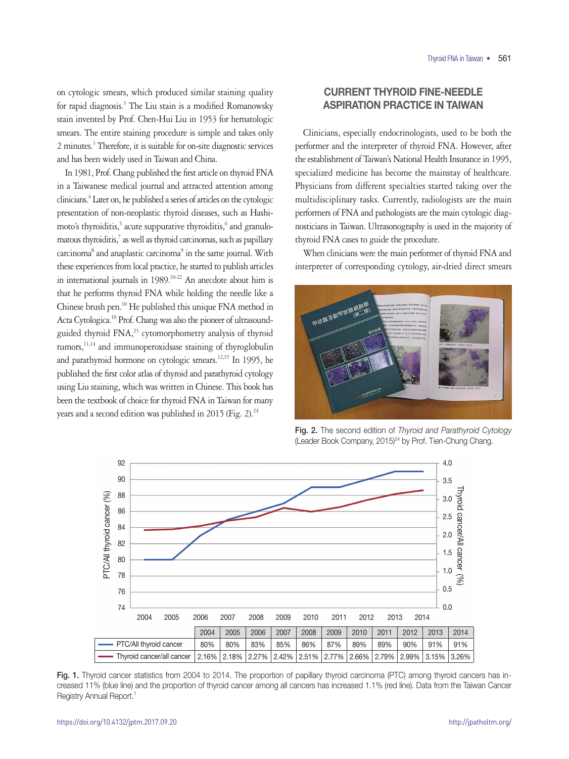on cytologic smears, which produced similar staining quality for rapid diagnosis.[3] The Liu stain is a modified Romanowsky stain invented by Prof. Chen-Hui Liu in 1953 for hematologic smears. The entire staining procedure is simple and takes only 2 minutes.[3] Therefore, it is suitable for on-site diagnostic services and has been widely used in Taiwan and China.

In 1981, Prof. Chang published the first article on thyroid FNA in a Taiwanese medical journal and attracted attention among clinicians.[4] Later on, he published a series of articles on the cytologic presentation of non-neoplastic thyroid diseases, such as Hashimoto's thyroiditis,[5] acute suppurative thyroiditis,[6] and granulomatous thyroiditis,[7] as well as thyroid carcinomas, such as papillary carcinoma[8] and anaplastic carcinoma[9] in the same journal. With these experiences from local practice, he started to publish articles in international journals in 1989.[10-22] An anecdote about him is that he performs thyroid FNA while holding the needle like a Chinese brush pen.[10] He published this unique FNA method in Acta Cytologica.[10] Prof. Chang was also the pioneer of ultrasound-guided thyroid FNA,[23] cytomorphometry analysis of thyroid tumors,[11,14] and immunoperoxidsase staining of thyroglobulin and parathyroid hormone on cytologic smears.[12,15] In 1995, he published the first color atlas of thyroid and parathyroid cytology using Liu staining, which was written in Chinese. This book has been the textbook of choice for thyroid FNA in Taiwan for many years and a second edition was published in 2015 (Fig. 2).[24]

## CURRENT THYROID FINE-NEEDLE ASPIRATION PRACTICE IN TAIWAN

Clinicians, especially endocrinologists, used to be both the performer and the interpreter of thyroid FNA. However, after the establishment of Taiwan's National Health Insurance in 1995, specialized medicine has become the mainstay of healthcare. Physicians from different specialties started taking over the multidisciplinary tasks. Currently, radiologists are the main performers of FNA and pathologists are the main cytologic diagnosticians in Taiwan. Ultrasonography is used in the majority of thyroid FNA cases to guide the procedure.

When clinicians were the main performer of thyroid FNA and interpreter of corresponding cytology, air-dried direct smears

**Fig. 2.** The second edition of *Thyroid and Parathyroid Cytology* (Leader Book Company, 2015)[24] by Prof. Tien-Chung Chang.

| | 2004 | 2005 | 2006 | 2007 | 2008 | 2009 | 2010 | 2011 | 2012 | 2013 | 2014 |
|---|---|---|---|---|---|---|---|---|---|---|---|
| PTC/All thyroid cancer | 80% | 80% | 83% | 85% | 86% | 87% | 89% | 89% | 90% | 91% | 91% |
| Thyroid cancer/all cancer | 2.16% | 2.18% | 2.27% | 2.42% | 2.51% | 2.77% | 2.66% | 2.79% | 2.99% | 3.15% | 3.26% |

**Fig. 1.** Thyroid cancer statistics from 2004 to 2014. The proportion of papillary thyroid carcinoma (PTC) among thyroid cancers has increased 11% (blue line) and the proportion of thyroid cancer among all cancers has increased 1.1% (red line). Data from the Taiwan Cancer Registry Annual Report.[1]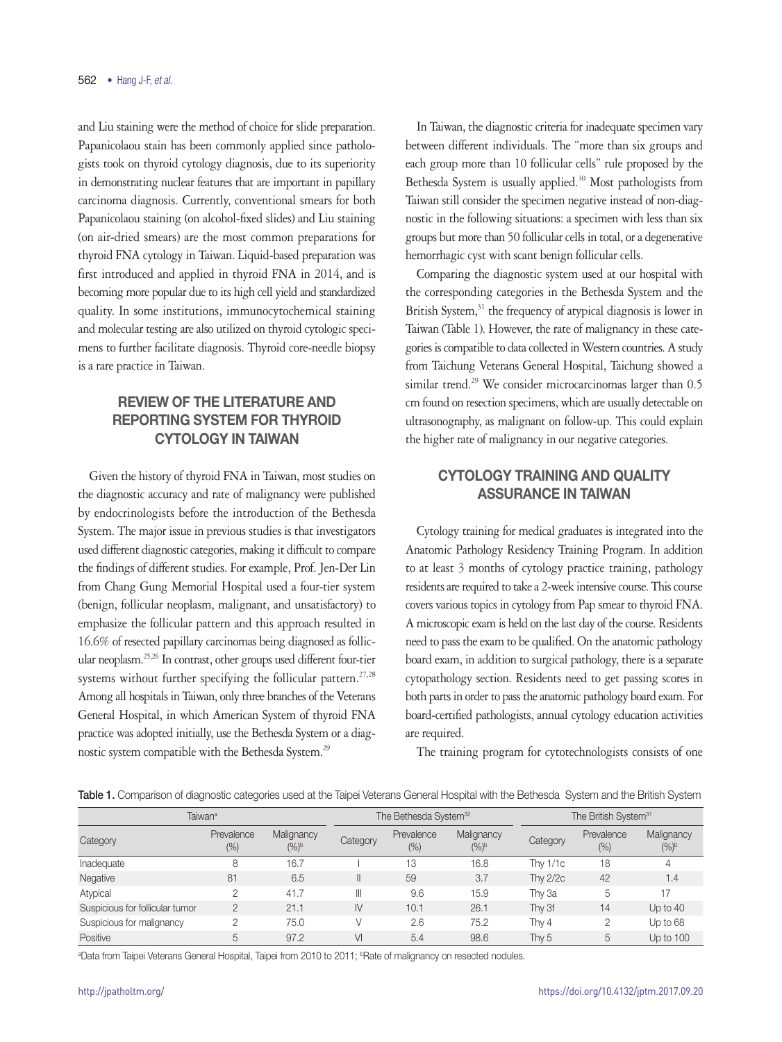and Liu staining were the method of choice for slide preparation. Papanicolaou stain has been commonly applied since pathologists took on thyroid cytology diagnosis, due to its superiority in demonstrating nuclear features that are important in papillary carcinoma diagnosis. Currently, conventional smears for both Papanicolaou staining (on alcohol-fixed slides) and Liu staining (on air-dried smears) are the most common preparations for thyroid FNA cytology in Taiwan. Liquid-based preparation was first introduced and applied in thyroid FNA in 2014, and is becoming more popular due to its high cell yield and standardized quality. In some institutions, immunocytochemical staining and molecular testing are also utilized on thyroid cytologic specimens to further facilitate diagnosis. Thyroid core-needle biopsy is a rare practice in Taiwan.

## REVIEW OF THE LITERATURE AND REPORTING SYSTEM FOR THYROID CYTOLOGY IN TAIWAN

Given the history of thyroid FNA in Taiwan, most studies on the diagnostic accuracy and rate of malignancy were published by endocrinologists before the introduction of the Bethesda System. The major issue in previous studies is that investigators used different diagnostic categories, making it difficult to compare the findings of different studies. For example, Prof. Jen-Der Lin from Chang Gung Memorial Hospital used a four-tier system (benign, follicular neoplasm, malignant, and unsatisfactory) to emphasize the follicular pattern and this approach resulted in 16.6% of resected papillary carcinomas being diagnosed as follicular neoplasm.[25,26] In contrast, other groups used different four-tier systems without further specifying the follicular pattern.[27,28] Among all hospitals in Taiwan, only three branches of the Veterans General Hospital, in which American System of thyroid FNA practice was adopted initially, use the Bethesda System or a diagnostic system compatible with the Bethesda System.[29]

In Taiwan, the diagnostic criteria for inadequate specimen vary between different individuals. The "more than six groups and each group more than 10 follicular cells" rule proposed by the Bethesda System is usually applied.[30] Most pathologists from Taiwan still consider the specimen negative instead of non-diagnostic in the following situations: a specimen with less than six groups but more than 50 follicular cells in total, or a degenerative hemorrhagic cyst with scant benign follicular cells.

Comparing the diagnostic system used at our hospital with the corresponding categories in the Bethesda System and the British System,[31] the frequency of atypical diagnosis is lower in Taiwan (Table 1). However, the rate of malignancy in these categories is compatible to data collected in Western countries. A study from Taichung Veterans General Hospital, Taichung showed a similar trend.[29] We consider microcarcinomas larger than 0.5 cm found on resection specimens, which are usually detectable on ultrasonography, as malignant on follow-up. This could explain the higher rate of malignancy in our negative categories.

## CYTOLOGY TRAINING AND QUALITY ASSURANCE IN TAIWAN

Cytology training for medical graduates is integrated into the Anatomic Pathology Residency Training Program. In addition to at least 3 months of cytology practice training, pathology residents are required to take a 2-week intensive course. This course covers various topics in cytology from Pap smear to thyroid FNA. A microscopic exam is held on the last day of the course. Residents need to pass the exam to be qualified. On the anatomic pathology board exam, in addition to surgical pathology, there is a separate cytopathology section. Residents need to get passing scores in both parts in order to pass the anatomic pathology board exam. For board-certified pathologists, annual cytology education activities are required.

The training program for cytotechnologists consists of one

**Table 1.** Comparison of diagnostic categories used at the Taipei Veterans General Hospital with the Bethesda System and the British System

| Taiwan[a] | | | The Bethesda System[32] | | | The British System[31] | | |
|---|---|---|---|---|---|---|---|---|
| Category | Prevalence (%) | Malignancy (%)[b] | Category | Prevalence (%) | Malignancy (%)[b] | Category | Prevalence (%) | Malignancy (%)[b] |
| Inadequate | 8 | 16.7 | I | 13 | 16.8 | Thy 1/1c | 18 | 4 |
| Negative | 81 | 6.5 | II | 59 | 3.7 | Thy 2/2c | 42 | 1.4 |
| Atypical | 2 | 41.7 | III | 9.6 | 15.9 | Thy 3a | 5 | 17 |
| Suspicious for follicular tumor | 2 | 21.1 | IV | 10.1 | 26.1 | Thy 3f | 14 | Up to 40 |
| Suspicious for malignancy | 2 | 75.0 | V | 2.6 | 75.2 | Thy 4 | 2 | Up to 68 |
| Positive | 5 | 97.2 | VI | 5.4 | 98.6 | Thy 5 | 5 | Up to 100 |

[a]Data from Taipei Veterans General Hospital, Taipei from 2010 to 2011; [b]Rate of malignancy on resected nodules.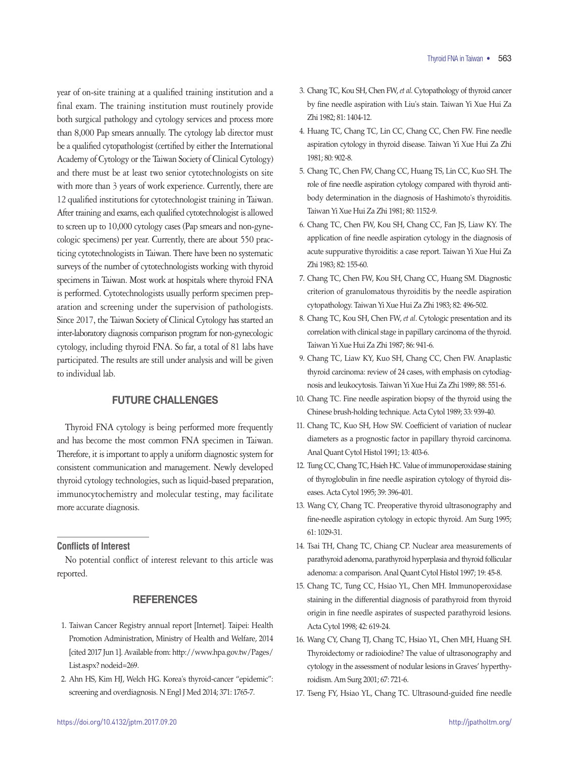year of on-site training at a qualified training institution and a final exam. The training institution must routinely provide both surgical pathology and cytology services and process more than 8,000 Pap smears annually. The cytology lab director must be a qualified cytopathologist (certified by either the International Academy of Cytology or the Taiwan Society of Clinical Cytology) and there must be at least two senior cytotechnologists on site with more than 3 years of work experience. Currently, there are 12 qualified institutions for cytotechnologist training in Taiwan. After training and exams, each qualified cytotechnologist is allowed to screen up to 10,000 cytology cases (Pap smears and non-gynecologic specimens) per year. Currently, there are about 550 practicing cytotechnologists in Taiwan. There have been no systematic surveys of the number of cytotechnologists working with thyroid specimens in Taiwan. Most work at hospitals where thyroid FNA is performed. Cytotechnologists usually perform specimen preparation and screening under the supervision of pathologists. Since 2017, the Taiwan Society of Clinical Cytology has started an inter-laboratory diagnosis comparison program for non-gynecologic cytology, including thyroid FNA. So far, a total of 81 labs have participated. The results are still under analysis and will be given to individual lab.

## FUTURE CHALLENGES

Thyroid FNA cytology is being performed more frequently and has become the most common FNA specimen in Taiwan. Therefore, it is important to apply a uniform diagnostic system for consistent communication and management. Newly developed thyroid cytology technologies, such as liquid-based preparation, immunocytochemistry and molecular testing, may facilitate more accurate diagnosis.

### Conflicts of Interest

No potential conflict of interest relevant to this article was reported.

## REFERENCES

1. Taiwan Cancer Registry annual report [Internet]. Taipei: Health Promotion Administration, Ministry of Health and Welfare, 2014 [cited 2017 Jun 1]. Available from: http://www.hpa.gov.tw/Pages/List.aspx? nodeid=269.
2. Ahn HS, Kim HJ, Welch HG. Korea's thyroid-cancer "epidemic": screening and overdiagnosis. N Engl J Med 2014; 371: 1765-7.
3. Chang TC, Kou SH, Chen FW, *et al*. Cytopathology of thyroid cancer by fine needle aspiration with Liu's stain. Taiwan Yi Xue Hui Za Zhi 1982; 81: 1404-12.
4. Huang TC, Chang TC, Lin CC, Chang CC, Chen FW. Fine needle aspiration cytology in thyroid disease. Taiwan Yi Xue Hui Za Zhi 1981; 80: 902-8.
5. Chang TC, Chen FW, Chang CC, Huang TS, Lin CC, Kuo SH. The role of fine needle aspiration cytology compared with thyroid antibody determination in the diagnosis of Hashimoto's thyroiditis. Taiwan Yi Xue Hui Za Zhi 1981; 80: 1152-9.
6. Chang TC, Chen FW, Kou SH, Chang CC, Fan JS, Liaw KY. The application of fine needle aspiration cytology in the diagnosis of acute suppurative thyroiditis: a case report. Taiwan Yi Xue Hui Za Zhi 1983; 82: 155-60.
7. Chang TC, Chen FW, Kou SH, Chang CC, Huang SM. Diagnostic criterion of granulomatous thyroiditis by the needle aspiration cytopathology. Taiwan Yi Xue Hui Za Zhi 1983; 82: 496-502.
8. Chang TC, Kou SH, Chen FW, *et al*. Cytologic presentation and its correlation with clinical stage in papillary carcinoma of the thyroid. Taiwan Yi Xue Hui Za Zhi 1987; 86: 941-6.
9. Chang TC, Liaw KY, Kuo SH, Chang CC, Chen FW. Anaplastic thyroid carcinoma: review of 24 cases, with emphasis on cytodiagnosis and leukocytosis. Taiwan Yi Xue Hui Za Zhi 1989; 88: 551-6.
10. Chang TC. Fine needle aspiration biopsy of the thyroid using the Chinese brush-holding technique. Acta Cytol 1989; 33: 939-40.
11. Chang TC, Kuo SH, How SW. Coefficient of variation of nuclear diameters as a prognostic factor in papillary thyroid carcinoma. Anal Quant Cytol Histol 1991; 13: 403-6.
12. Tung CC, Chang TC, Hsieh HC. Value of immunoperoxidase staining of thyroglobulin in fine needle aspiration cytology of thyroid diseases. Acta Cytol 1995; 39: 396-401.
13. Wang CY, Chang TC. Preoperative thyroid ultrasonography and fine-needle aspiration cytology in ectopic thyroid. Am Surg 1995; 61: 1029-31.
14. Tsai TH, Chang TC, Chiang CP. Nuclear area measurements of parathyroid adenoma, parathyroid hyperplasia and thyroid follicular adenoma: a comparison. Anal Quant Cytol Histol 1997; 19: 45-8.
15. Chang TC, Tung CC, Hsiao YL, Chen MH. Immunoperoxidase staining in the differential diagnosis of parathyroid from thyroid origin in fine needle aspirates of suspected parathyroid lesions. Acta Cytol 1998; 42: 619-24.
16. Wang CY, Chang TJ, Chang TC, Hsiao YL, Chen MH, Huang SH. Thyroidectomy or radioiodine? The value of ultrasonography and cytology in the assessment of nodular lesions in Graves' hyperthyroidism. Am Surg 2001; 67: 721-6.
17. Tseng FY, Hsiao YL, Chang TC. Ultrasound-guided fine needle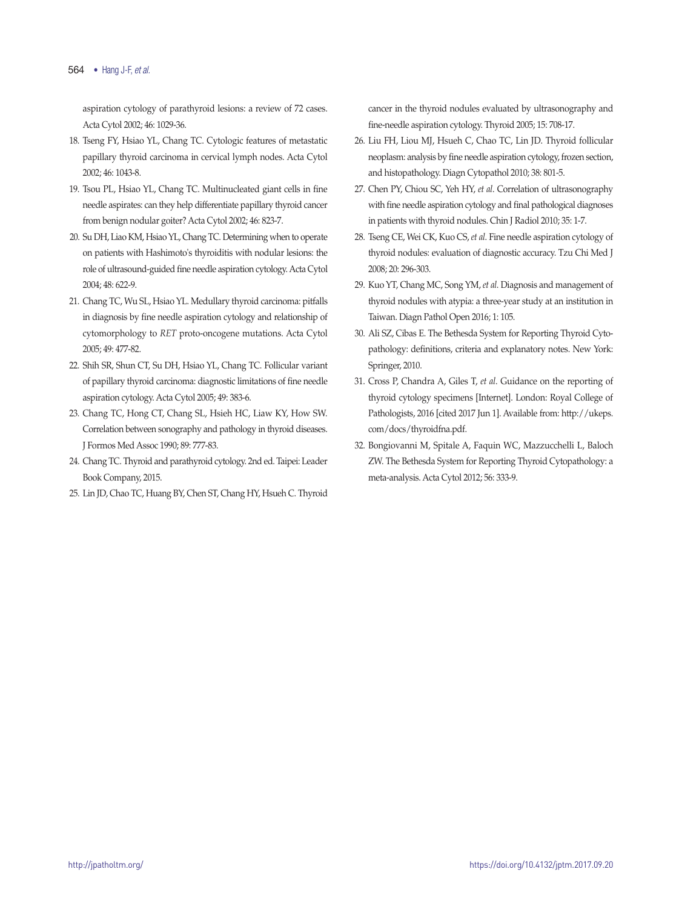aspiration cytology of parathyroid lesions: a review of 72 cases. Acta Cytol 2002; 46: 1029-36.

18. Tseng FY, Hsiao YL, Chang TC. Cytologic features of metastatic papillary thyroid carcinoma in cervical lymph nodes. Acta Cytol 2002; 46: 1043-8.
19. Tsou PL, Hsiao YL, Chang TC. Multinucleated giant cells in fine needle aspirates: can they help differentiate papillary thyroid cancer from benign nodular goiter? Acta Cytol 2002; 46: 823-7.
20. Su DH, Liao KM, Hsiao YL, Chang TC. Determining when to operate on patients with Hashimoto's thyroiditis with nodular lesions: the role of ultrasound-guided fine needle aspiration cytology. Acta Cytol 2004; 48: 622-9.
21. Chang TC, Wu SL, Hsiao YL. Medullary thyroid carcinoma: pitfalls in diagnosis by fine needle aspiration cytology and relationship of cytomorphology to *RET* proto-oncogene mutations. Acta Cytol 2005; 49: 477-82.
22. Shih SR, Shun CT, Su DH, Hsiao YL, Chang TC. Follicular variant of papillary thyroid carcinoma: diagnostic limitations of fine needle aspiration cytology. Acta Cytol 2005; 49: 383-6.
23. Chang TC, Hong CT, Chang SL, Hsieh HC, Liaw KY, How SW. Correlation between sonography and pathology in thyroid diseases. J Formos Med Assoc 1990; 89: 777-83.
24. Chang TC. Thyroid and parathyroid cytology. 2nd ed. Taipei: Leader Book Company, 2015.
25. Lin JD, Chao TC, Huang BY, Chen ST, Chang HY, Hsueh C. Thyroid cancer in the thyroid nodules evaluated by ultrasonography and fine-needle aspiration cytology. Thyroid 2005; 15: 708-17.
26. Liu FH, Liou MJ, Hsueh C, Chao TC, Lin JD. Thyroid follicular neoplasm: analysis by fine needle aspiration cytology, frozen section, and histopathology. Diagn Cytopathol 2010; 38: 801-5.
27. Chen PY, Chiou SC, Yeh HY, *et al*. Correlation of ultrasonography with fine needle aspiration cytology and final pathological diagnoses in patients with thyroid nodules. Chin J Radiol 2010; 35: 1-7.
28. Tseng CE, Wei CK, Kuo CS, *et al*. Fine needle aspiration cytology of thyroid nodules: evaluation of diagnostic accuracy. Tzu Chi Med J 2008; 20: 296-303.
29. Kuo YT, Chang MC, Song YM, *et al*. Diagnosis and management of thyroid nodules with atypia: a three-year study at an institution in Taiwan. Diagn Pathol Open 2016; 1: 105.
30. Ali SZ, Cibas E. The Bethesda System for Reporting Thyroid Cytopathology: definitions, criteria and explanatory notes. New York: Springer, 2010.
31. Cross P, Chandra A, Giles T, *et al*. Guidance on the reporting of thyroid cytology specimens [Internet]. London: Royal College of Pathologists, 2016 [cited 2017 Jun 1]. Available from: http://ukeps.com/docs/thyroidfna.pdf.
32. Bongiovanni M, Spitale A, Faquin WC, Mazzucchelli L, Baloch ZW. The Bethesda System for Reporting Thyroid Cytopathology: a meta-analysis. Acta Cytol 2012; 56: 333-9.